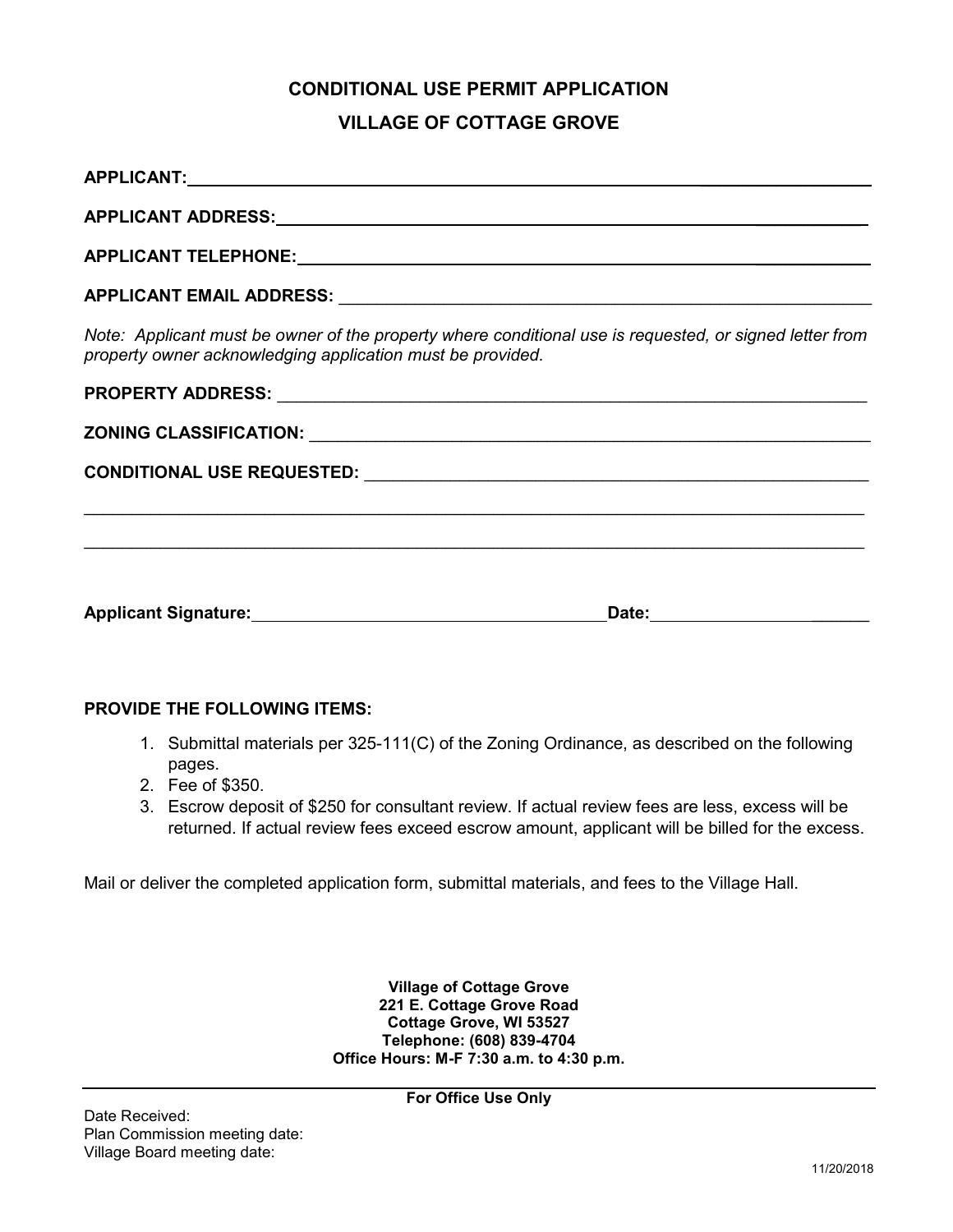# CONDITIONAL USE PERMIT APPLICATION

## VILLAGE OF COTTAGE GROVE

**APPLICANT:** ______________________________________________________________

**APPLICANT ADDRESS:** ______________________________________________________

**APPLICANT TELEPHONE:** ____________________________________________________

**APPLICANT EMAIL ADDRESS:** ________________________________________________

*Note: Applicant must be owner of the property where conditional use is requested, or signed letter from property owner acknowledging application must be provided.*

**PROPERTY ADDRESS:** _______________________________________________________

**ZONING CLASSIFICATION:** ___________________________________________________

**CONDITIONAL USE REQUESTED:** _______________________________________________

_____________________________________________________________________________

_____________________________________________________________________________

**Applicant Signature:** ________________________________ **Date:** ________________

**PROVIDE THE FOLLOWING ITEMS:**

1. Submittal materials per 325-111(C) of the Zoning Ordinance, as described on the following pages.
2. Fee of $350.
3. Escrow deposit of $250 for consultant review. If actual review fees are less, excess will be returned. If actual review fees exceed escrow amount, applicant will be billed for the excess.

Mail or deliver the completed application form, submittal materials, and fees to the Village Hall.

**Village of Cottage Grove**
**221 E. Cottage Grove Road**
**Cottage Grove, WI 53527**
**Telephone: (608) 839-4704**
**Office Hours: M-F 7:30 a.m. to 4:30 p.m.**

---

**For Office Use Only**

Date Received:
Plan Commission meeting date:
Village Board meeting date:

11/20/2018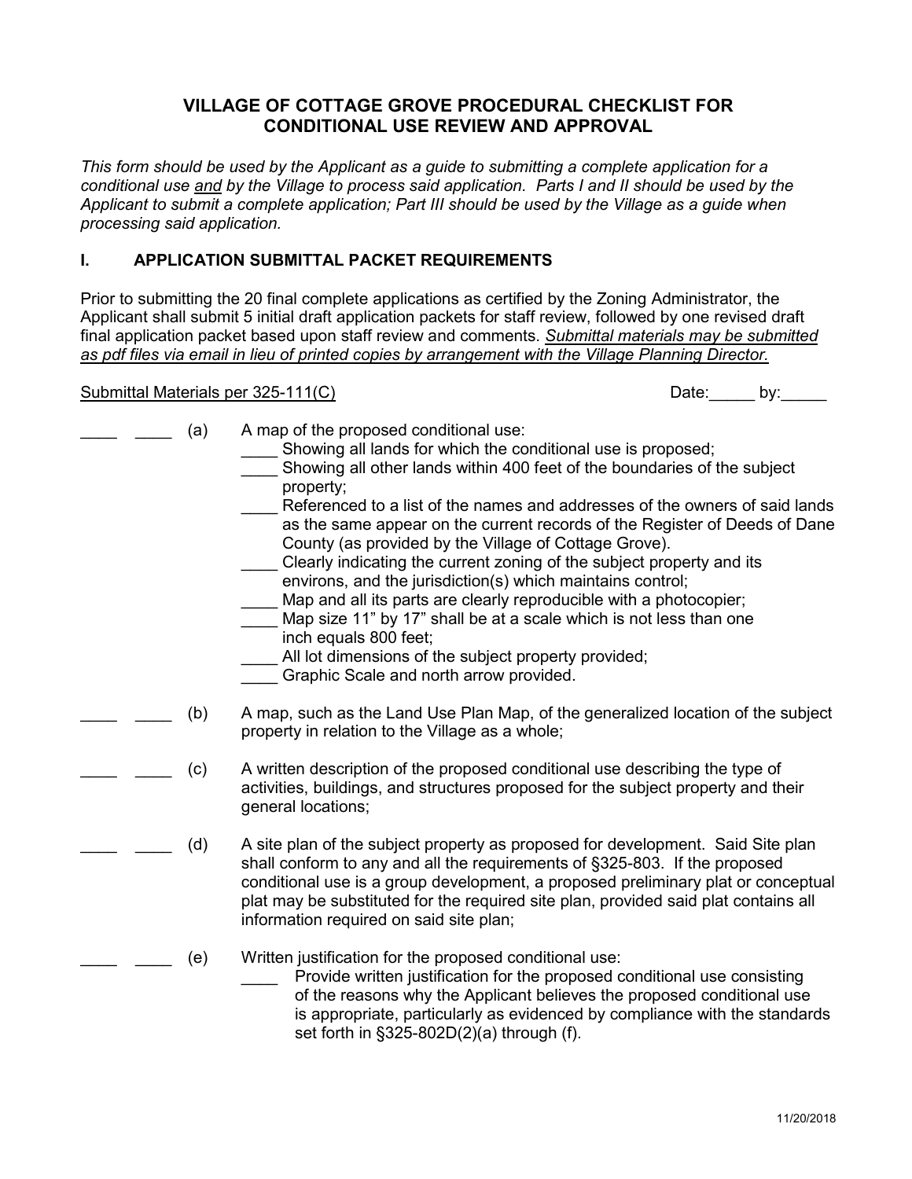# VILLAGE OF COTTAGE GROVE PROCEDURAL CHECKLIST FOR CONDITIONAL USE REVIEW AND APPROVAL

*This form should be used by the Applicant as a guide to submitting a complete application for a conditional use and by the Village to process said application. Parts I and II should be used by the Applicant to submit a complete application; Part III should be used by the Village as a guide when processing said application.*

## I. APPLICATION SUBMITTAL PACKET REQUIREMENTS

Prior to submitting the 20 final complete applications as certified by the Zoning Administrator, the Applicant shall submit 5 initial draft application packets for staff review, followed by one revised draft final application packet based upon staff review and comments. *Submittal materials may be submitted as pdf files via email in lieu of printed copies by arrangement with the Village Planning Director.*

Submittal Materials per 325-111(C) Date:_____ by:_____

____ ____ (a) A map of the proposed conditional use:
- ____ Showing all lands for which the conditional use is proposed;
- ____ Showing all other lands within 400 feet of the boundaries of the subject property;
- ____ Referenced to a list of the names and addresses of the owners of said lands as the same appear on the current records of the Register of Deeds of Dane County (as provided by the Village of Cottage Grove).
- ____ Clearly indicating the current zoning of the subject property and its environs, and the jurisdiction(s) which maintains control;
- ____ Map and all its parts are clearly reproducible with a photocopier;
- ____ Map size 11" by 17" shall be at a scale which is not less than one inch equals 800 feet;
- ____ All lot dimensions of the subject property provided;
- ____ Graphic Scale and north arrow provided.

____ ____ (b) A map, such as the Land Use Plan Map, of the generalized location of the subject property in relation to the Village as a whole;

____ ____ (c) A written description of the proposed conditional use describing the type of activities, buildings, and structures proposed for the subject property and their general locations;

____ ____ (d) A site plan of the subject property as proposed for development. Said Site plan shall conform to any and all the requirements of §325-803. If the proposed conditional use is a group development, a proposed preliminary plat or conceptual plat may be substituted for the required site plan, provided said plat contains all information required on said site plan;

____ ____ (e) Written justification for the proposed conditional use:
- ____ Provide written justification for the proposed conditional use consisting of the reasons why the Applicant believes the proposed conditional use is appropriate, particularly as evidenced by compliance with the standards set forth in §325-802D(2)(a) through (f).

11/20/2018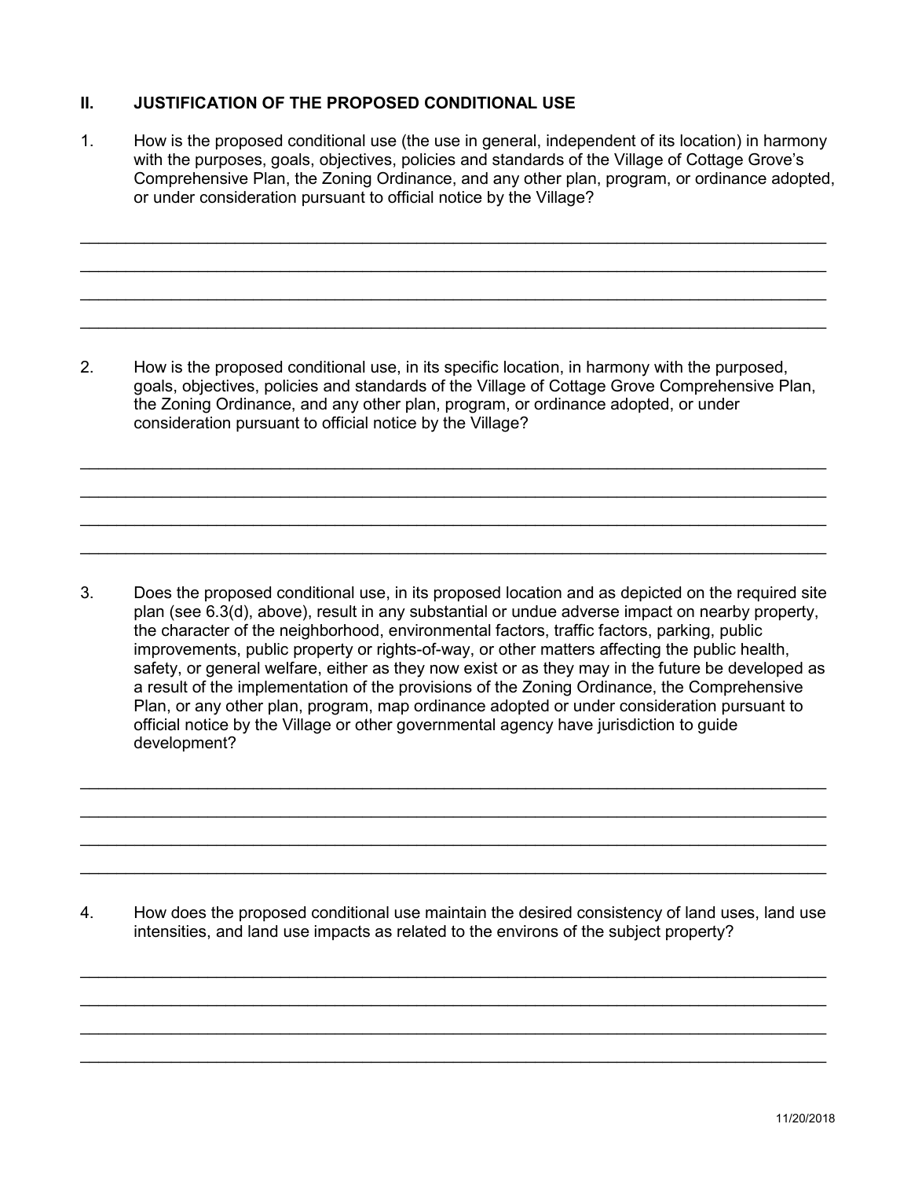## II. JUSTIFICATION OF THE PROPOSED CONDITIONAL USE

1. How is the proposed conditional use (the use in general, independent of its location) in harmony with the purposes, goals, objectives, policies and standards of the Village of Cottage Grove's Comprehensive Plan, the Zoning Ordinance, and any other plan, program, or ordinance adopted, or under consideration pursuant to official notice by the Village?

______________________________________________________________________________

______________________________________________________________________________

______________________________________________________________________________

______________________________________________________________________________

2. How is the proposed conditional use, in its specific location, in harmony with the purposed, goals, objectives, policies and standards of the Village of Cottage Grove Comprehensive Plan, the Zoning Ordinance, and any other plan, program, or ordinance adopted, or under consideration pursuant to official notice by the Village?

______________________________________________________________________________

______________________________________________________________________________

______________________________________________________________________________

______________________________________________________________________________

3. Does the proposed conditional use, in its proposed location and as depicted on the required site plan (see 6.3(d), above), result in any substantial or undue adverse impact on nearby property, the character of the neighborhood, environmental factors, traffic factors, parking, public improvements, public property or rights-of-way, or other matters affecting the public health, safety, or general welfare, either as they now exist or as they may in the future be developed as a result of the implementation of the provisions of the Zoning Ordinance, the Comprehensive Plan, or any other plan, program, map ordinance adopted or under consideration pursuant to official notice by the Village or other governmental agency have jurisdiction to guide development?

______________________________________________________________________________

______________________________________________________________________________

______________________________________________________________________________

______________________________________________________________________________

4. How does the proposed conditional use maintain the desired consistency of land uses, land use intensities, and land use impacts as related to the environs of the subject property?

______________________________________________________________________________

______________________________________________________________________________

______________________________________________________________________________

______________________________________________________________________________

11/20/2018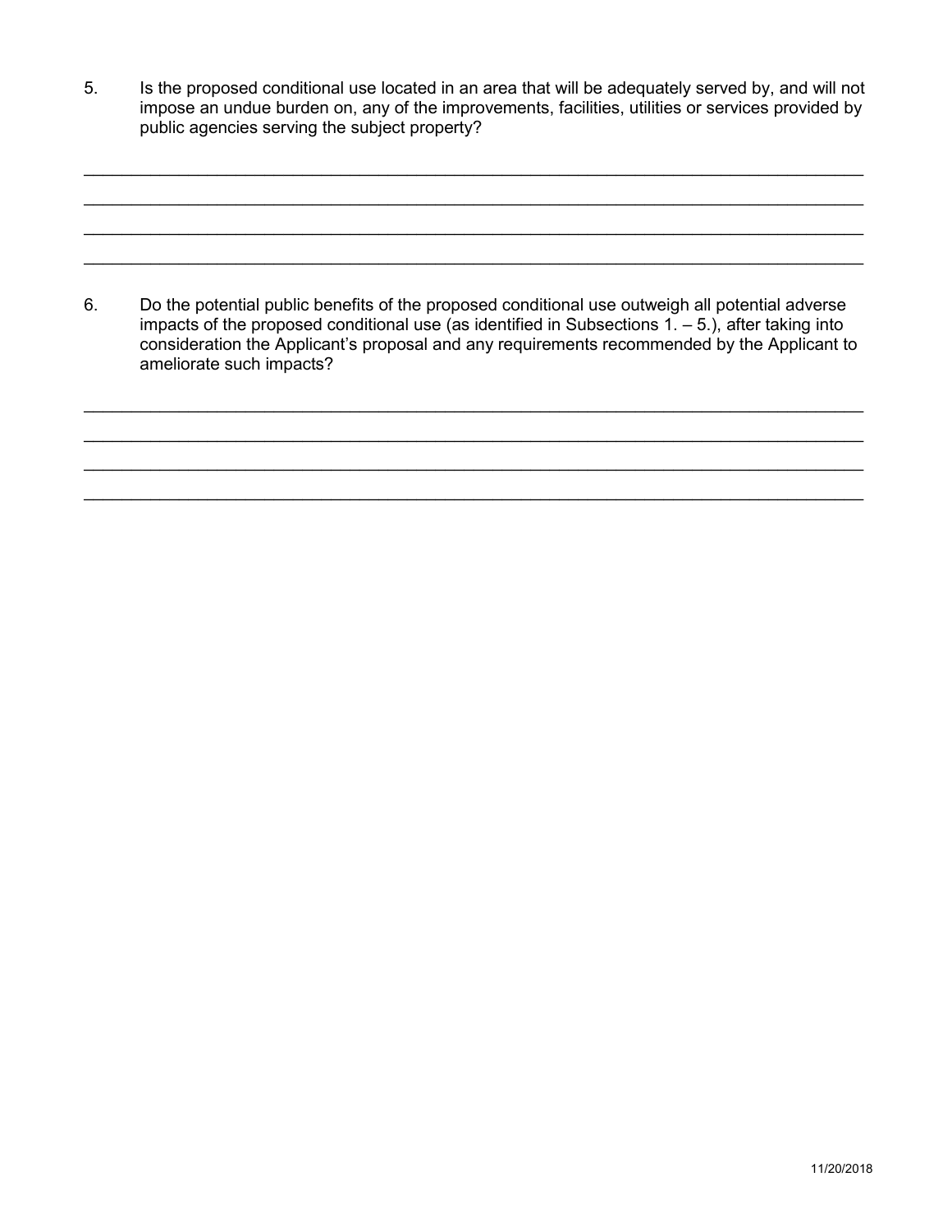5. Is the proposed conditional use located in an area that will be adequately served by, and will not impose an undue burden on, any of the improvements, facilities, utilities or services provided by public agencies serving the subject property?

______________________________________________________________________________
______________________________________________________________________________
______________________________________________________________________________
______________________________________________________________________________

6. Do the potential public benefits of the proposed conditional use outweigh all potential adverse impacts of the proposed conditional use (as identified in Subsections 1. – 5.), after taking into consideration the Applicant's proposal and any requirements recommended by the Applicant to ameliorate such impacts?

______________________________________________________________________________
______________________________________________________________________________
______________________________________________________________________________
______________________________________________________________________________

11/20/2018